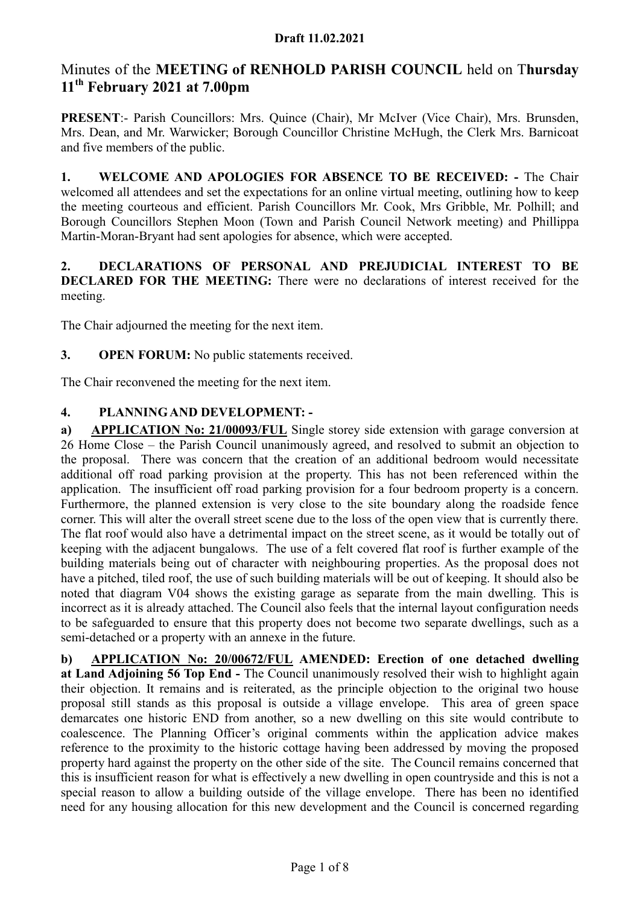**Draft 11.02.2021**

# Minutes of the **MEETING of RENHOLD PARISH COUNCIL** held on T**hursday 11th February 2021 at 7.00pm**

**PRESENT**:- Parish Councillors: Mrs. Quince (Chair), Mr McIver (Vice Chair), Mrs. Brunsden, Mrs. Dean, and Mr. Warwicker; Borough Councillor Christine McHugh, the Clerk Mrs. Barnicoat and five members of the public.

**1. WELCOME AND APOLOGIES FOR ABSENCE TO BE RECEIVED: -** The Chair welcomed all attendees and set the expectations for an online virtual meeting, outlining how to keep the meeting courteous and efficient. Parish Councillors Mr. Cook, Mrs Gribble, Mr. Polhill; and Borough Councillors Stephen Moon (Town and Parish Council Network meeting) and Phillippa Martin-Moran-Bryant had sent apologies for absence, which were accepted.

**2. DECLARATIONS OF PERSONAL AND PREJUDICIAL INTEREST TO BE DECLARED FOR THE MEETING:** There were no declarations of interest received for the meeting.

The Chair adjourned the meeting for the next item.

**3. OPEN FORUM:** No public statements received.

The Chair reconvened the meeting for the next item.

**4. PLANNING AND DEVELOPMENT: -**

**a) APPLICATION No: 21/00093/FUL** Single storey side extension with garage conversion at 26 Home Close – the Parish Council unanimously agreed, and resolved to submit an objection to the proposal. There was concern that the creation of an additional bedroom would necessitate additional off road parking provision at the property. This has not been referenced within the application. The insufficient off road parking provision for a four bedroom property is a concern. Furthermore, the planned extension is very close to the site boundary along the roadside fence corner. This will alter the overall street scene due to the loss of the open view that is currently there. The flat roof would also have a detrimental impact on the street scene, as it would be totally out of keeping with the adjacent bungalows. The use of a felt covered flat roof is further example of the building materials being out of character with neighbouring properties. As the proposal does not have a pitched, tiled roof, the use of such building materials will be out of keeping. It should also be noted that diagram V04 shows the existing garage as separate from the main dwelling. This is incorrect as it is already attached. The Council also feels that the internal layout configuration needs to be safeguarded to ensure that this property does not become two separate dwellings, such as a semi-detached or a property with an annexe in the future.

**b) APPLICATION No: 20/00672/FUL AMENDED: Erection of one detached dwelling at Land Adjoining 56 Top End -** The Council unanimously resolved their wish to highlight again their objection. It remains and is reiterated, as the principle objection to the original two house proposal still stands as this proposal is outside a village envelope. This area of green space demarcates one historic END from another, so a new dwelling on this site would contribute to coalescence. The Planning Officer's original comments within the application advice makes reference to the proximity to the historic cottage having been addressed by moving the proposed property hard against the property on the other side of the site. The Council remains concerned that this is insufficient reason for what is effectively a new dwelling in open countryside and this is not a special reason to allow a building outside of the village envelope. There has been no identified need for any housing allocation for this new development and the Council is concerned regarding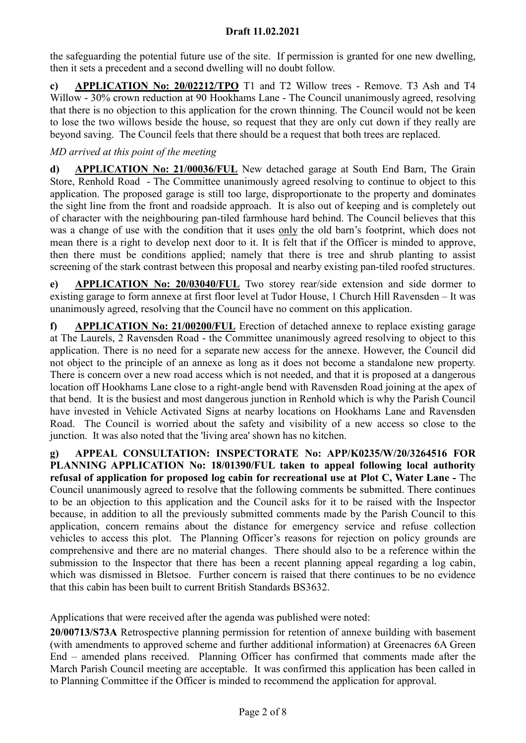the safeguarding the potential future use of the site. If permission is granted for one new dwelling, then it sets a precedent and a second dwelling will no doubt follow.

**c)** **APPLICATION No: 20/02212/TPO** T1 and T2 Willow trees - Remove. T3 Ash and T4 Willow - 30% crown reduction at 90 Hookhams Lane - The Council unanimously agreed, resolving that there is no objection to this application for the crown thinning. The Council would not be keen to lose the two willows beside the house, so request that they are only cut down if they really are beyond saving. The Council feels that there should be a request that both trees are replaced.

*MD arrived at this point of the meeting*

**d)** **APPLICATION No: 21/00036/FUL** New detached garage at South End Barn, The Grain Store, Renhold Road - The Committee unanimously agreed resolving to continue to object to this application. The proposed garage is still too large, disproportionate to the property and dominates the sight line from the front and roadside approach. It is also out of keeping and is completely out of character with the neighbouring pan-tiled farmhouse hard behind. The Council believes that this was a change of use with the condition that it uses only the old barn's footprint, which does not mean there is a right to develop next door to it. It is felt that if the Officer is minded to approve, then there must be conditions applied; namely that there is tree and shrub planting to assist screening of the stark contrast between this proposal and nearby existing pan-tiled roofed structures.

**e)** **APPLICATION No: 20/03040/FUL** Two storey rear/side extension and side dormer to existing garage to form annexe at first floor level at Tudor House, 1 Church Hill Ravensden – It was unanimously agreed, resolving that the Council have no comment on this application.

**f)** **APPLICATION No: 21/00200/FUL** Erection of detached annexe to replace existing garage at The Laurels, 2 Ravensden Road - the Committee unanimously agreed resolving to object to this application. There is no need for a separate new access for the annexe. However, the Council did not object to the principle of an annexe as long as it does not become a standalone new property. There is concern over a new road access which is not needed, and that it is proposed at a dangerous location off Hookhams Lane close to a right-angle bend with Ravensden Road joining at the apex of that bend. It is the busiest and most dangerous junction in Renhold which is why the Parish Council have invested in Vehicle Activated Signs at nearby locations on Hookhams Lane and Ravensden Road. The Council is worried about the safety and visibility of a new access so close to the junction. It was also noted that the 'living area' shown has no kitchen.

**g)** **APPEAL CONSULTATION: INSPECTORATE No: APP/K0235/W/20/3264516 FOR PLANNING APPLICATION No: 18/01390/FUL taken to appeal following local authority refusal of application for proposed log cabin for recreational use at Plot C, Water Lane -** The Council unanimously agreed to resolve that the following comments be submitted. There continues to be an objection to this application and the Council asks for it to be raised with the Inspector because, in addition to all the previously submitted comments made by the Parish Council to this application, concern remains about the distance for emergency service and refuse collection vehicles to access this plot. The Planning Officer's reasons for rejection on policy grounds are comprehensive and there are no material changes. There should also to be a reference within the submission to the Inspector that there has been a recent planning appeal regarding a log cabin, which was dismissed in Bletsoe. Further concern is raised that there continues to be no evidence that this cabin has been built to current British Standards BS3632.

Applications that were received after the agenda was published were noted:

**20/00713/S73A** Retrospective planning permission for retention of annexe building with basement (with amendments to approved scheme and further additional information) at Greenacres 6A Green End – amended plans received. Planning Officer has confirmed that comments made after the March Parish Council meeting are acceptable. It was confirmed this application has been called in to Planning Committee if the Officer is minded to recommend the application for approval.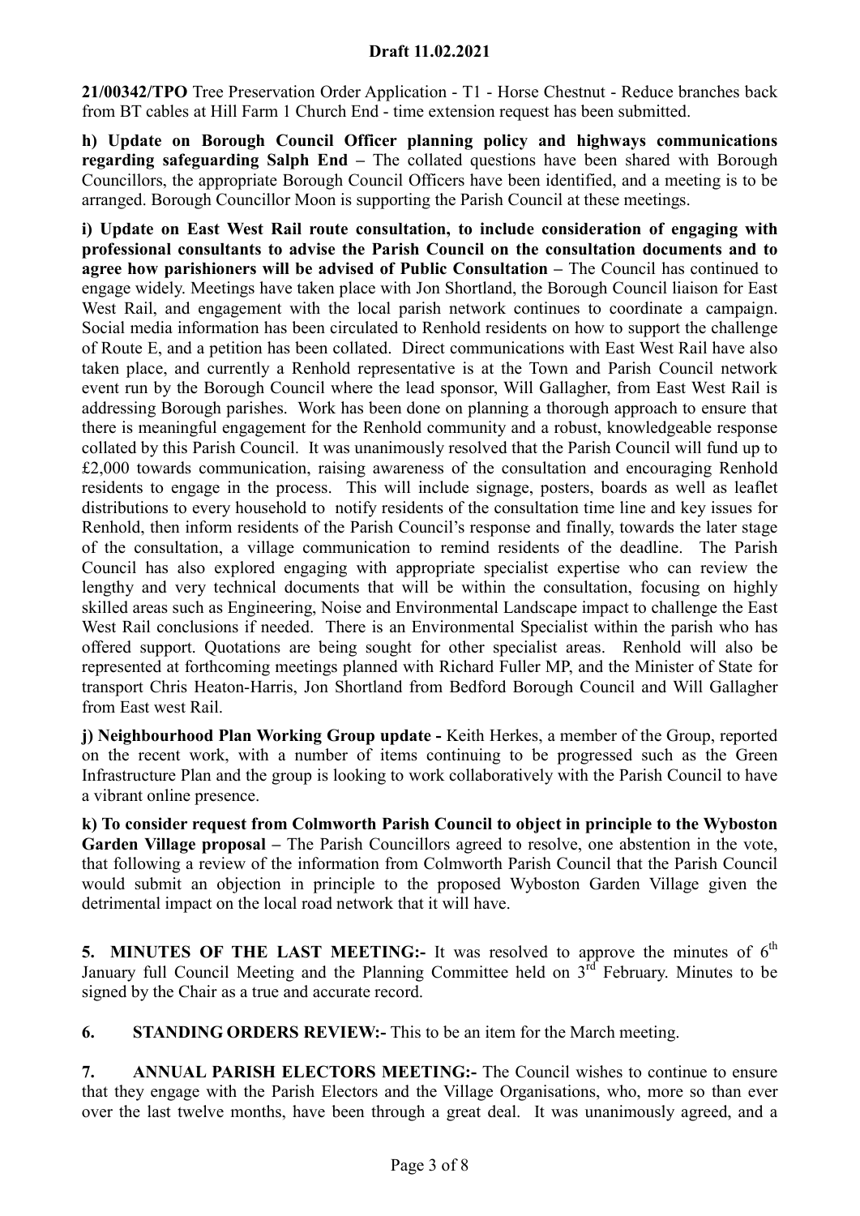**21/00342/TPO** Tree Preservation Order Application - T1 - Horse Chestnut - Reduce branches back from BT cables at Hill Farm 1 Church End - time extension request has been submitted.

**h) Update on Borough Council Officer planning policy and highways communications regarding safeguarding Salph End –** The collated questions have been shared with Borough Councillors, the appropriate Borough Council Officers have been identified, and a meeting is to be arranged. Borough Councillor Moon is supporting the Parish Council at these meetings.

**i) Update on East West Rail route consultation, to include consideration of engaging with professional consultants to advise the Parish Council on the consultation documents and to agree how parishioners will be advised of Public Consultation –** The Council has continued to engage widely. Meetings have taken place with Jon Shortland, the Borough Council liaison for East West Rail, and engagement with the local parish network continues to coordinate a campaign. Social media information has been circulated to Renhold residents on how to support the challenge of Route E, and a petition has been collated. Direct communications with East West Rail have also taken place, and currently a Renhold representative is at the Town and Parish Council network event run by the Borough Council where the lead sponsor, Will Gallagher, from East West Rail is addressing Borough parishes. Work has been done on planning a thorough approach to ensure that there is meaningful engagement for the Renhold community and a robust, knowledgeable response collated by this Parish Council. It was unanimously resolved that the Parish Council will fund up to £2,000 towards communication, raising awareness of the consultation and encouraging Renhold residents to engage in the process. This will include signage, posters, boards as well as leaflet distributions to every household to notify residents of the consultation time line and key issues for Renhold, then inform residents of the Parish Council's response and finally, towards the later stage of the consultation, a village communication to remind residents of the deadline. The Parish Council has also explored engaging with appropriate specialist expertise who can review the lengthy and very technical documents that will be within the consultation, focusing on highly skilled areas such as Engineering, Noise and Environmental Landscape impact to challenge the East West Rail conclusions if needed. There is an Environmental Specialist within the parish who has offered support. Quotations are being sought for other specialist areas. Renhold will also be represented at forthcoming meetings planned with Richard Fuller MP, and the Minister of State for transport Chris Heaton-Harris, Jon Shortland from Bedford Borough Council and Will Gallagher from East west Rail.

**j) Neighbourhood Plan Working Group update -** Keith Herkes, a member of the Group, reported on the recent work, with a number of items continuing to be progressed such as the Green Infrastructure Plan and the group is looking to work collaboratively with the Parish Council to have a vibrant online presence.

**k) To consider request from Colmworth Parish Council to object in principle to the Wyboston Garden Village proposal –** The Parish Councillors agreed to resolve, one abstention in the vote, that following a review of the information from Colmworth Parish Council that the Parish Council would submit an objection in principle to the proposed Wyboston Garden Village given the detrimental impact on the local road network that it will have.

**5. MINUTES OF THE LAST MEETING:-** It was resolved to approve the minutes of 6th January full Council Meeting and the Planning Committee held on 3rd February. Minutes to be signed by the Chair as a true and accurate record.

**6. STANDING ORDERS REVIEW:-** This to be an item for the March meeting.

**7. ANNUAL PARISH ELECTORS MEETING:-** The Council wishes to continue to ensure that they engage with the Parish Electors and the Village Organisations, who, more so than ever over the last twelve months, have been through a great deal. It was unanimously agreed, and a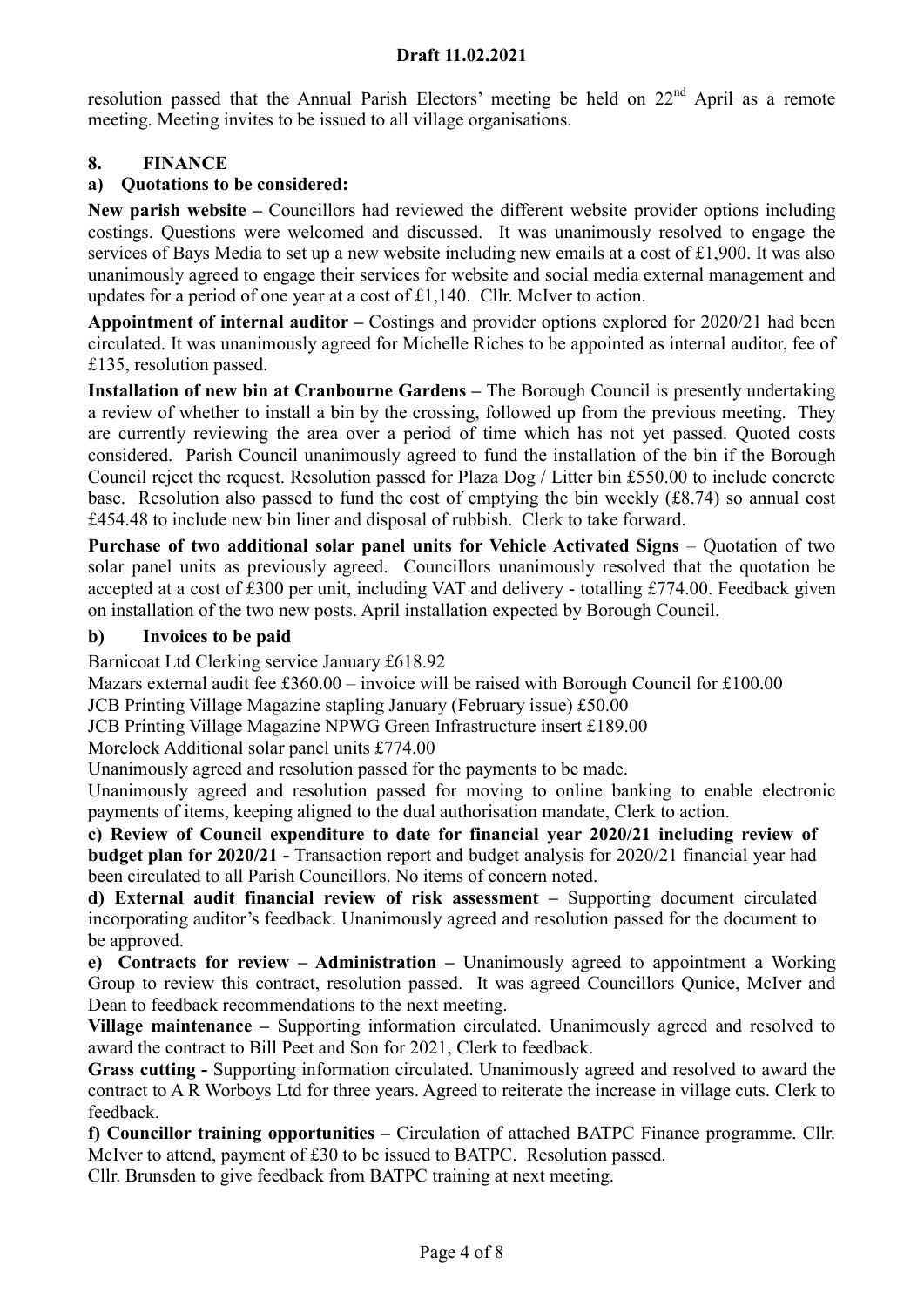resolution passed that the Annual Parish Electors' meeting be held on 22nd April as a remote meeting. Meeting invites to be issued to all village organisations.

## 8. FINANCE

### a) Quotations to be considered:

**New parish website –** Councillors had reviewed the different website provider options including costings. Questions were welcomed and discussed. It was unanimously resolved to engage the services of Bays Media to set up a new website including new emails at a cost of £1,900. It was also unanimously agreed to engage their services for website and social media external management and updates for a period of one year at a cost of £1,140. Cllr. McIver to action.

**Appointment of internal auditor –** Costings and provider options explored for 2020/21 had been circulated. It was unanimously agreed for Michelle Riches to be appointed as internal auditor, fee of £135, resolution passed.

**Installation of new bin at Cranbourne Gardens –** The Borough Council is presently undertaking a review of whether to install a bin by the crossing, followed up from the previous meeting. They are currently reviewing the area over a period of time which has not yet passed. Quoted costs considered. Parish Council unanimously agreed to fund the installation of the bin if the Borough Council reject the request. Resolution passed for Plaza Dog / Litter bin £550.00 to include concrete base. Resolution also passed to fund the cost of emptying the bin weekly (£8.74) so annual cost £454.48 to include new bin liner and disposal of rubbish. Clerk to take forward.

**Purchase of two additional solar panel units for Vehicle Activated Signs** – Quotation of two solar panel units as previously agreed. Councillors unanimously resolved that the quotation be accepted at a cost of £300 per unit, including VAT and delivery - totalling £774.00. Feedback given on installation of the two new posts. April installation expected by Borough Council.

### b) Invoices to be paid

Barnicoat Ltd Clerking service January £618.92

Mazars external audit fee £360.00 – invoice will be raised with Borough Council for £100.00

JCB Printing Village Magazine stapling January (February issue) £50.00

JCB Printing Village Magazine NPWG Green Infrastructure insert £189.00

Morelock Additional solar panel units £774.00

Unanimously agreed and resolution passed for the payments to be made.

Unanimously agreed and resolution passed for moving to online banking to enable electronic payments of items, keeping aligned to the dual authorisation mandate, Clerk to action.

**c) Review of Council expenditure to date for financial year 2020/21 including review of budget plan for 2020/21 -** Transaction report and budget analysis for 2020/21 financial year had been circulated to all Parish Councillors. No items of concern noted.

**d) External audit financial review of risk assessment –** Supporting document circulated incorporating auditor's feedback. Unanimously agreed and resolution passed for the document to be approved.

**e) Contracts for review – Administration –** Unanimously agreed to appointment a Working Group to review this contract, resolution passed. It was agreed Councillors Qunice, McIver and Dean to feedback recommendations to the next meeting.

**Village maintenance –** Supporting information circulated. Unanimously agreed and resolved to award the contract to Bill Peet and Son for 2021, Clerk to feedback.

**Grass cutting -** Supporting information circulated. Unanimously agreed and resolved to award the contract to A R Worboys Ltd for three years. Agreed to reiterate the increase in village cuts. Clerk to feedback.

**f) Councillor training opportunities –** Circulation of attached BATPC Finance programme. Cllr. McIver to attend, payment of £30 to be issued to BATPC. Resolution passed.

Cllr. Brunsden to give feedback from BATPC training at next meeting.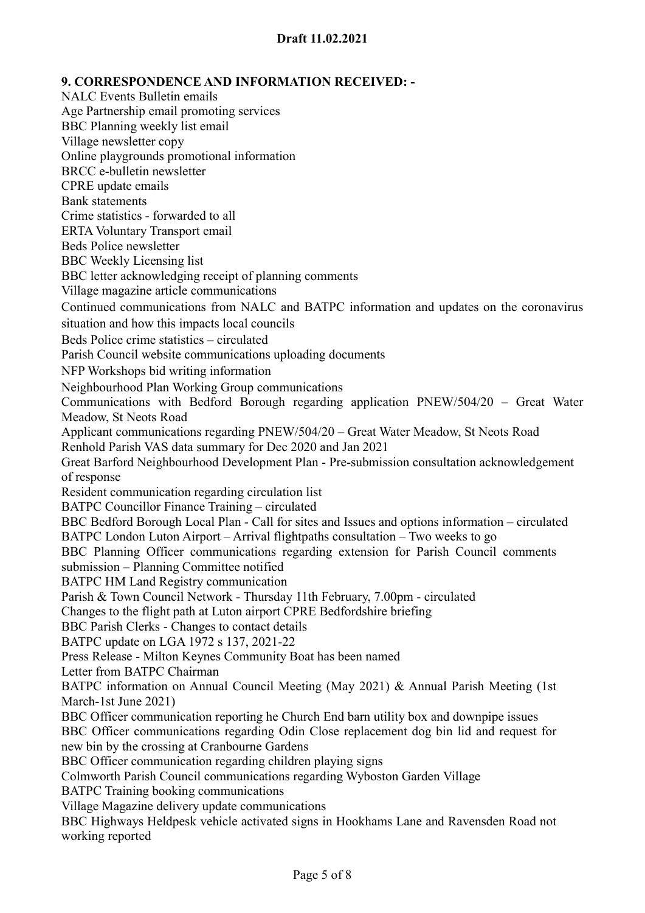**Draft 11.02.2021**

**9. CORRESPONDENCE AND INFORMATION RECEIVED: -**

NALC Events Bulletin emails
Age Partnership email promoting services
BBC Planning weekly list email
Village newsletter copy
Online playgrounds promotional information
BRCC e-bulletin newsletter
CPRE update emails
Bank statements
Crime statistics - forwarded to all
ERTA Voluntary Transport email
Beds Police newsletter
BBC Weekly Licensing list
BBC letter acknowledging receipt of planning comments
Village magazine article communications
Continued communications from NALC and BATPC information and updates on the coronavirus situation and how this impacts local councils
Beds Police crime statistics – circulated
Parish Council website communications uploading documents
NFP Workshops bid writing information
Neighbourhood Plan Working Group communications
Communications with Bedford Borough regarding application PNEW/504/20 – Great Water Meadow, St Neots Road
Applicant communications regarding PNEW/504/20 – Great Water Meadow, St Neots Road
Renhold Parish VAS data summary for Dec 2020 and Jan 2021
Great Barford Neighbourhood Development Plan - Pre-submission consultation acknowledgement of response
Resident communication regarding circulation list
BATPC Councillor Finance Training – circulated
BBC Bedford Borough Local Plan - Call for sites and Issues and options information – circulated
BATPC London Luton Airport – Arrival flightpaths consultation – Two weeks to go
BBC Planning Officer communications regarding extension for Parish Council comments submission – Planning Committee notified
BATPC HM Land Registry communication
Parish & Town Council Network - Thursday 11th February, 7.00pm - circulated
Changes to the flight path at Luton airport CPRE Bedfordshire briefing
BBC Parish Clerks - Changes to contact details
BATPC update on LGA 1972 s 137, 2021-22
Press Release - Milton Keynes Community Boat has been named
Letter from BATPC Chairman
BATPC information on Annual Council Meeting (May 2021) & Annual Parish Meeting (1st March-1st June 2021)
BBC Officer communication reporting he Church End barn utility box and downpipe issues
BBC Officer communications regarding Odin Close replacement dog bin lid and request for new bin by the crossing at Cranbourne Gardens
BBC Officer communication regarding children playing signs
Colmworth Parish Council communications regarding Wyboston Garden Village
BATPC Training booking communications
Village Magazine delivery update communications
BBC Highways Heldpesk vehicle activated signs in Hookhams Lane and Ravensden Road not working reported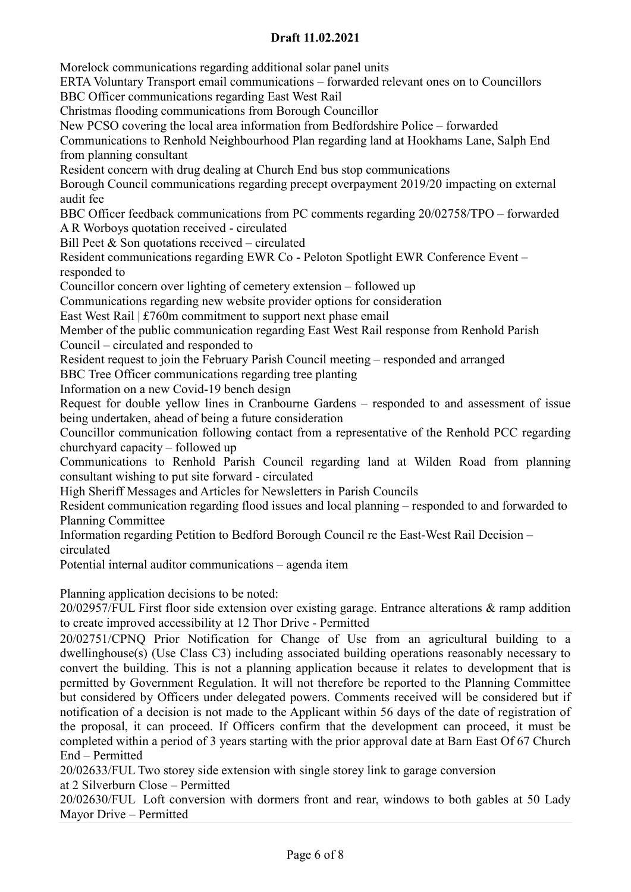Draft 11.02.2021

Morelock communications regarding additional solar panel units

ERTA Voluntary Transport email communications – forwarded relevant ones on to Councillors

BBC Officer communications regarding East West Rail

Christmas flooding communications from Borough Councillor

New PCSO covering the local area information from Bedfordshire Police – forwarded

Communications to Renhold Neighbourhood Plan regarding land at Hookhams Lane, Salph End from planning consultant

Resident concern with drug dealing at Church End bus stop communications

Borough Council communications regarding precept overpayment 2019/20 impacting on external audit fee

BBC Officer feedback communications from PC comments regarding 20/02758/TPO – forwarded

A R Worboys quotation received - circulated

Bill Peet & Son quotations received – circulated

Resident communications regarding EWR Co - Peloton Spotlight EWR Conference Event – responded to

Councillor concern over lighting of cemetery extension – followed up

Communications regarding new website provider options for consideration

East West Rail | £760m commitment to support next phase email

Member of the public communication regarding East West Rail response from Renhold Parish Council – circulated and responded to

Resident request to join the February Parish Council meeting – responded and arranged

BBC Tree Officer communications regarding tree planting

Information on a new Covid-19 bench design

Request for double yellow lines in Cranbourne Gardens – responded to and assessment of issue being undertaken, ahead of being a future consideration

Councillor communication following contact from a representative of the Renhold PCC regarding churchyard capacity – followed up

Communications to Renhold Parish Council regarding land at Wilden Road from planning consultant wishing to put site forward - circulated

High Sheriff Messages and Articles for Newsletters in Parish Councils

Resident communication regarding flood issues and local planning – responded to and forwarded to Planning Committee

Information regarding Petition to Bedford Borough Council re the East-West Rail Decision – circulated

Potential internal auditor communications – agenda item

Planning application decisions to be noted:

20/02957/FUL First floor side extension over existing garage. Entrance alterations & ramp addition to create improved accessibility at 12 Thor Drive - Permitted

20/02751/CPNQ Prior Notification for Change of Use from an agricultural building to a dwellinghouse(s) (Use Class C3) including associated building operations reasonably necessary to convert the building. This is not a planning application because it relates to development that is permitted by Government Regulation. It will not therefore be reported to the Planning Committee but considered by Officers under delegated powers. Comments received will be considered but if notification of a decision is not made to the Applicant within 56 days of the date of registration of the proposal, it can proceed. If Officers confirm that the development can proceed, it must be completed within a period of 3 years starting with the prior approval date at Barn East Of 67 Church End – Permitted

20/02633/FUL Two storey side extension with single storey link to garage conversion at 2 Silverburn Close – Permitted

20/02630/FUL Loft conversion with dormers front and rear, windows to both gables at 50 Lady Mayor Drive – Permitted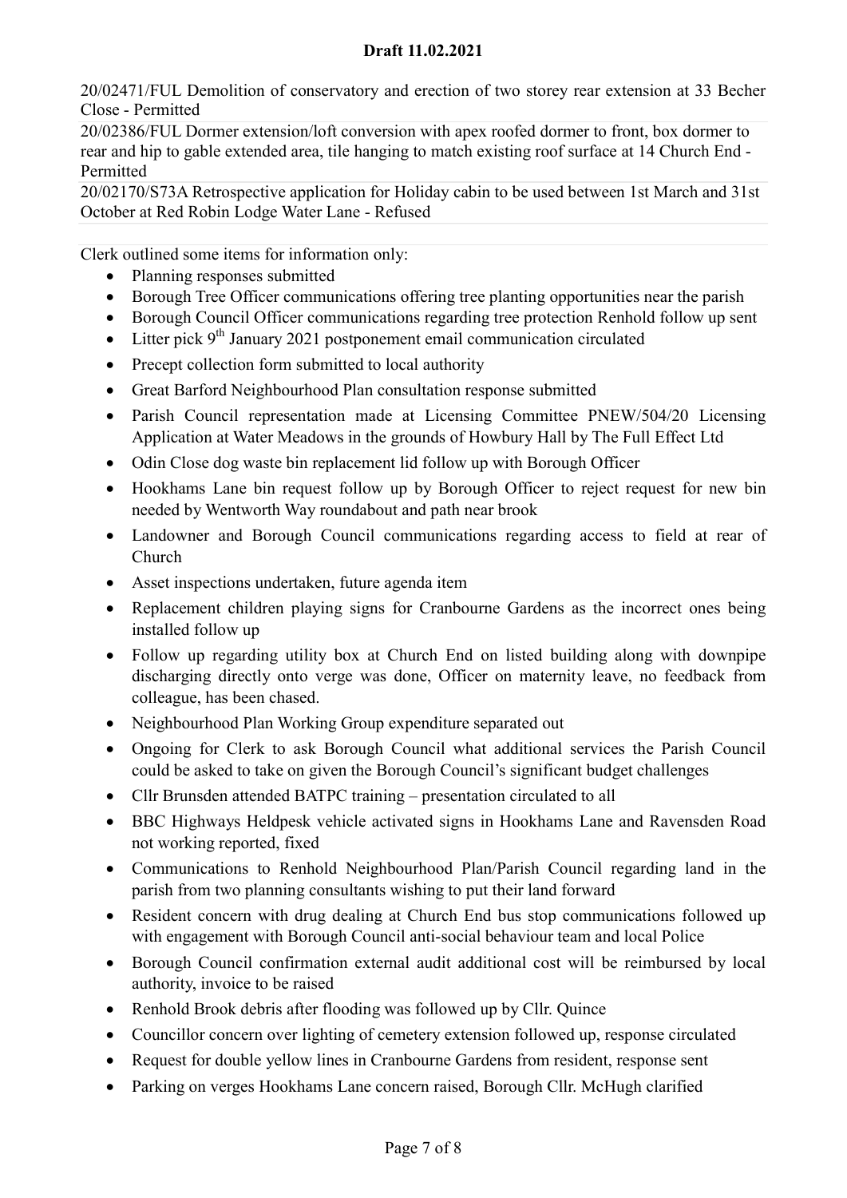20/02471/FUL Demolition of conservatory and erection of two storey rear extension at 33 Becher Close - Permitted

20/02386/FUL Dormer extension/loft conversion with apex roofed dormer to front, box dormer to rear and hip to gable extended area, tile hanging to match existing roof surface at 14 Church End - Permitted

20/02170/S73A Retrospective application for Holiday cabin to be used between 1st March and 31st October at Red Robin Lodge Water Lane - Refused

Clerk outlined some items for information only:

- Planning responses submitted
- Borough Tree Officer communications offering tree planting opportunities near the parish
- Borough Council Officer communications regarding tree protection Renhold follow up sent
- Litter pick 9th January 2021 postponement email communication circulated
- Precept collection form submitted to local authority
- Great Barford Neighbourhood Plan consultation response submitted
- Parish Council representation made at Licensing Committee PNEW/504/20 Licensing Application at Water Meadows in the grounds of Howbury Hall by The Full Effect Ltd
- Odin Close dog waste bin replacement lid follow up with Borough Officer
- Hookhams Lane bin request follow up by Borough Officer to reject request for new bin needed by Wentworth Way roundabout and path near brook
- Landowner and Borough Council communications regarding access to field at rear of Church
- Asset inspections undertaken, future agenda item
- Replacement children playing signs for Cranbourne Gardens as the incorrect ones being installed follow up
- Follow up regarding utility box at Church End on listed building along with downpipe discharging directly onto verge was done, Officer on maternity leave, no feedback from colleague, has been chased.
- Neighbourhood Plan Working Group expenditure separated out
- Ongoing for Clerk to ask Borough Council what additional services the Parish Council could be asked to take on given the Borough Council's significant budget challenges
- Cllr Brunsden attended BATPC training – presentation circulated to all
- BBC Highways Heldpesk vehicle activated signs in Hookhams Lane and Ravensden Road not working reported, fixed
- Communications to Renhold Neighbourhood Plan/Parish Council regarding land in the parish from two planning consultants wishing to put their land forward
- Resident concern with drug dealing at Church End bus stop communications followed up with engagement with Borough Council anti-social behaviour team and local Police
- Borough Council confirmation external audit additional cost will be reimbursed by local authority, invoice to be raised
- Renhold Brook debris after flooding was followed up by Cllr. Quince
- Councillor concern over lighting of cemetery extension followed up, response circulated
- Request for double yellow lines in Cranbourne Gardens from resident, response sent
- Parking on verges Hookhams Lane concern raised, Borough Cllr. McHugh clarified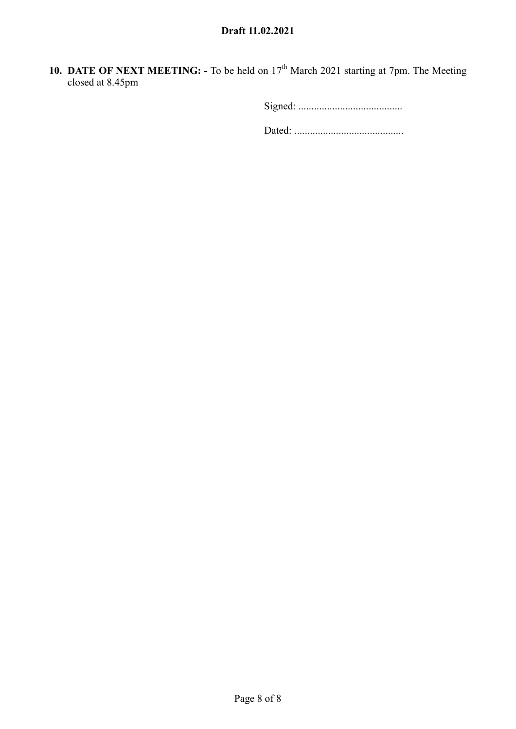**10. DATE OF NEXT MEETING: -** To be held on 17th March 2021 starting at 7pm. The Meeting closed at 8.45pm

Signed: ........................................

Dated: ..........................................